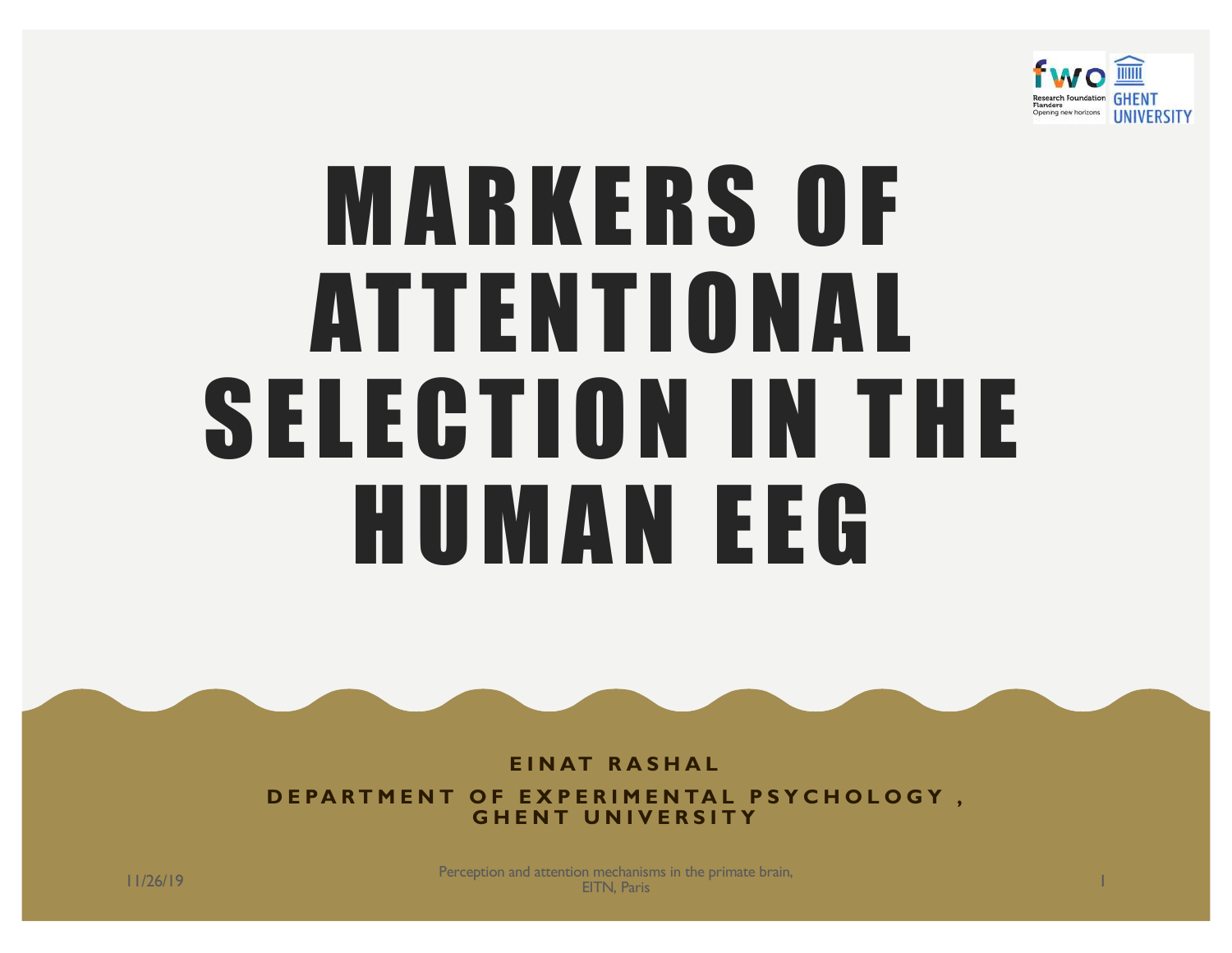# MARKERS OF ATTENTIONAL SELECTION IN THE HUMAN EEG

**EINAT RASHAL**

**DEPARTMENT OF EXPERIMENTAL PSYCHOLOGY , GHENT UNIVERSITY**

11/26/19

Perception and attention mechanisms in the primate brain, EITN, Paris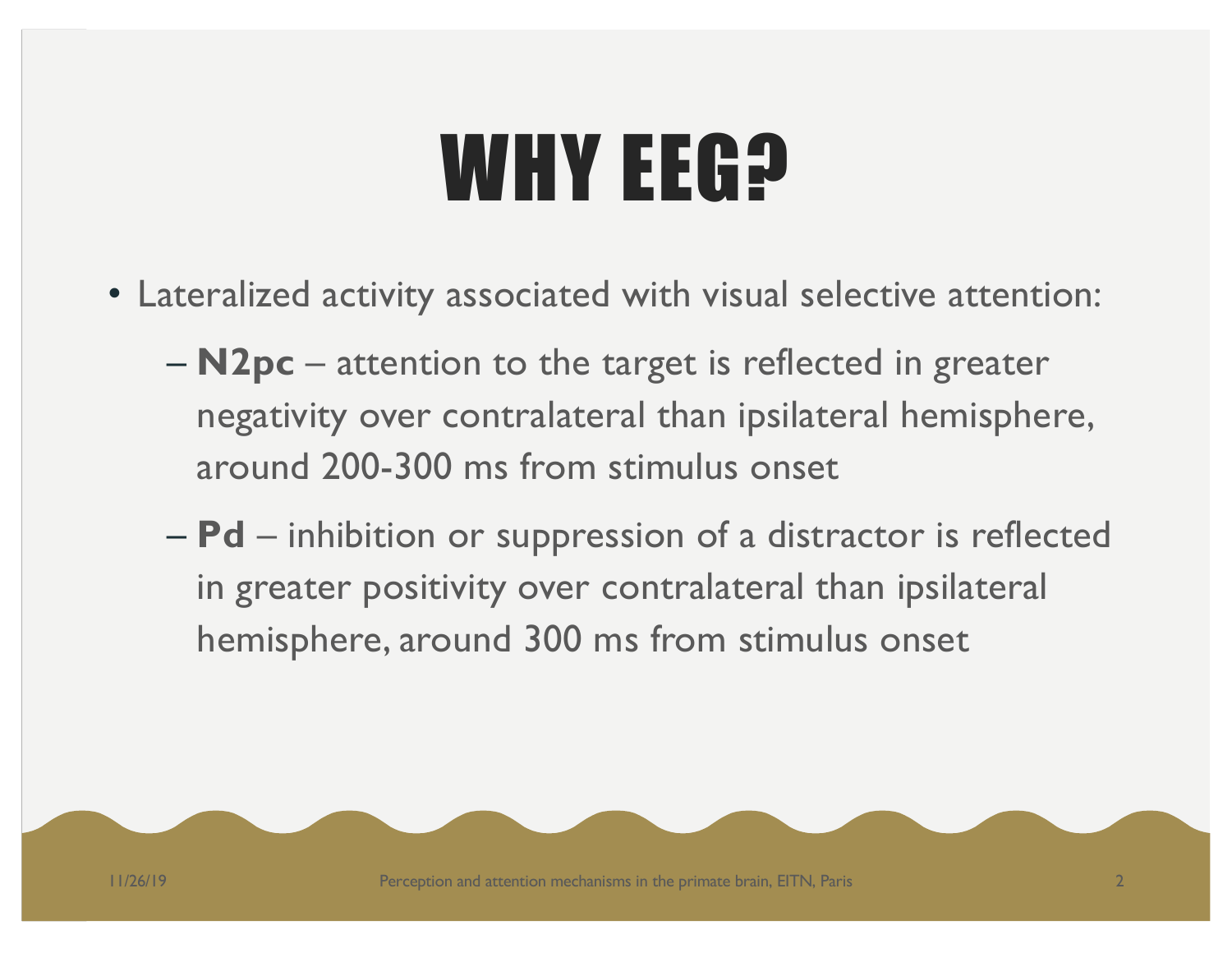# WHY EEG?

- Lateralized activity associated with visual selective attention:
  - **N2pc** – attention to the target is reflected in greater negativity over contralateral than ipsilateral hemisphere, around 200-300 ms from stimulus onset
  - **Pd** – inhibition or suppression of a distractor is reflected in greater positivity over contralateral than ipsilateral hemisphere, around 300 ms from stimulus onset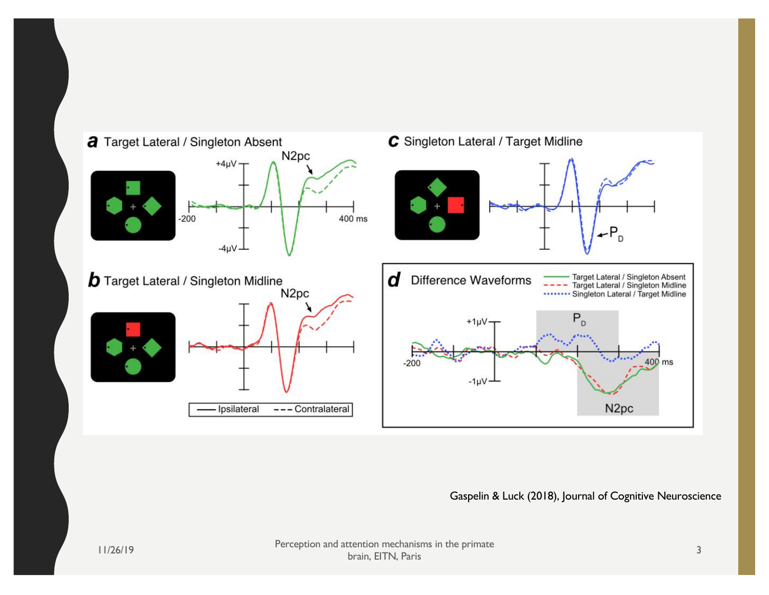Gaspelin & Luck (2018), Journal of Cognitive Neuroscience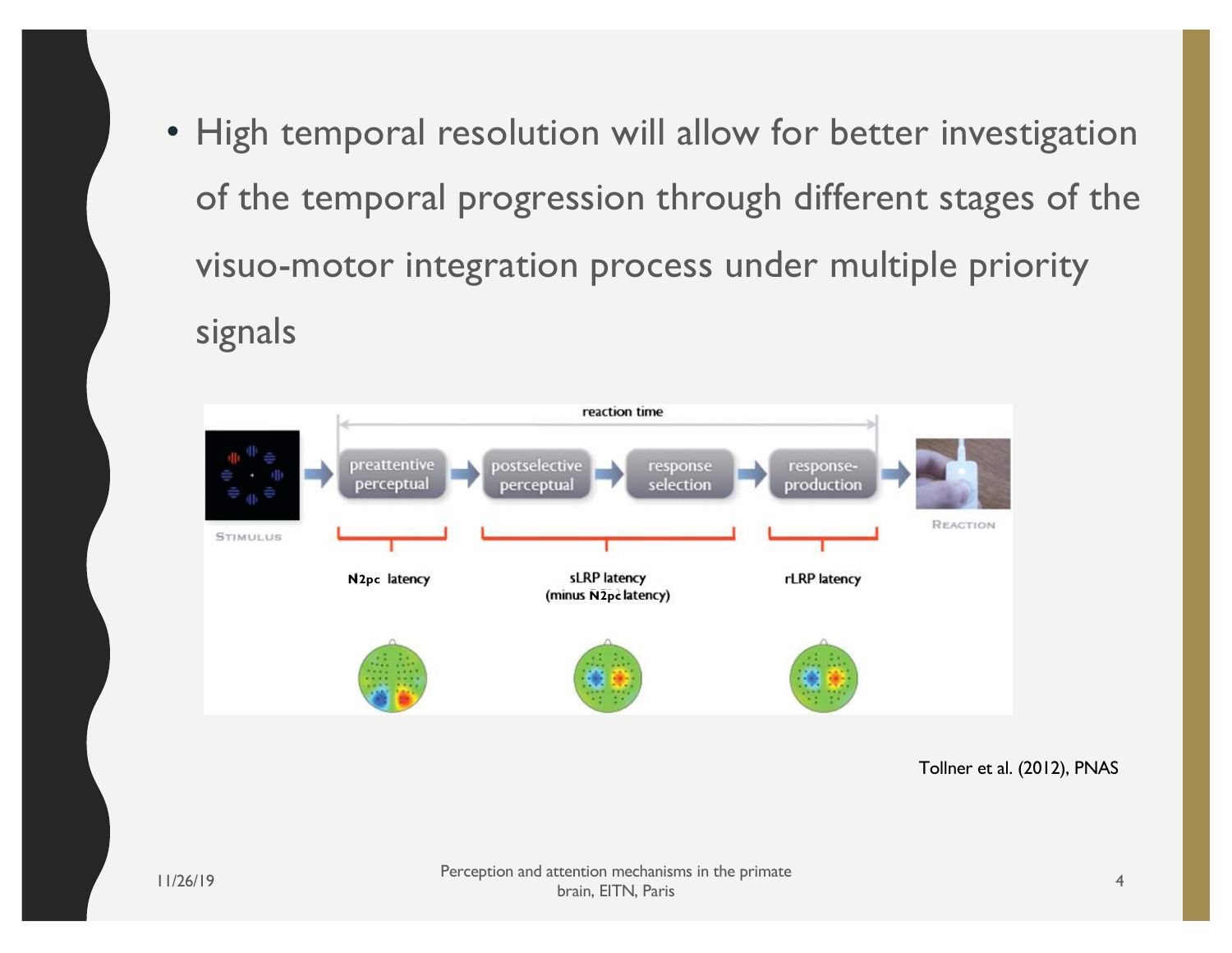- High temporal resolution will allow for better investigation of the temporal progression through different stages of the visuo-motor integration process under multiple priority signals

reaction time

STIMULUS → preattentive perceptual → postselective perceptual → response selection → response-production → REACTION

N2pc latency

sLRP latency (minus N2pc latency)

rLRP latency

Tollner et al. (2012), PNAS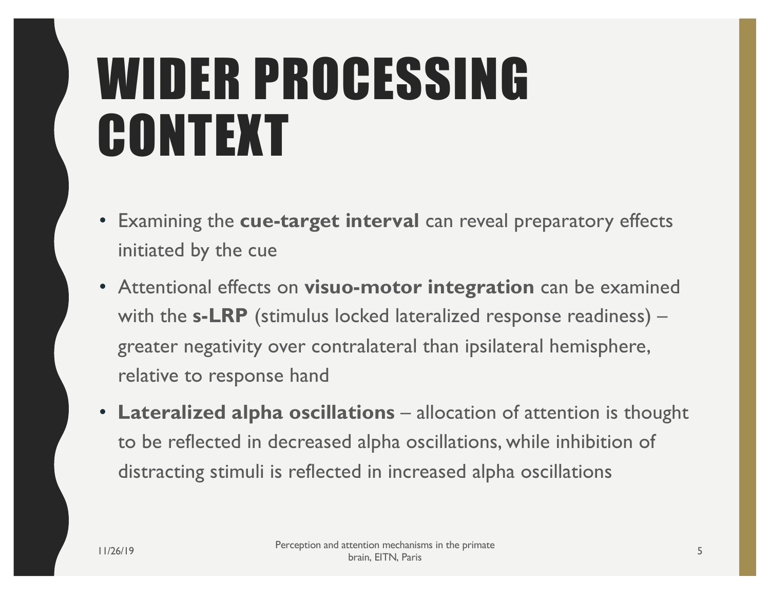# WIDER PROCESSING CONTEXT

- Examining the **cue-target interval** can reveal preparatory effects initiated by the cue
- Attentional effects on **visuo-motor integration** can be examined with the **s-LRP** (stimulus locked lateralized response readiness) – greater negativity over contralateral than ipsilateral hemisphere, relative to response hand
- **Lateralized alpha oscillations** – allocation of attention is thought to be reflected in decreased alpha oscillations, while inhibition of distracting stimuli is reflected in increased alpha oscillations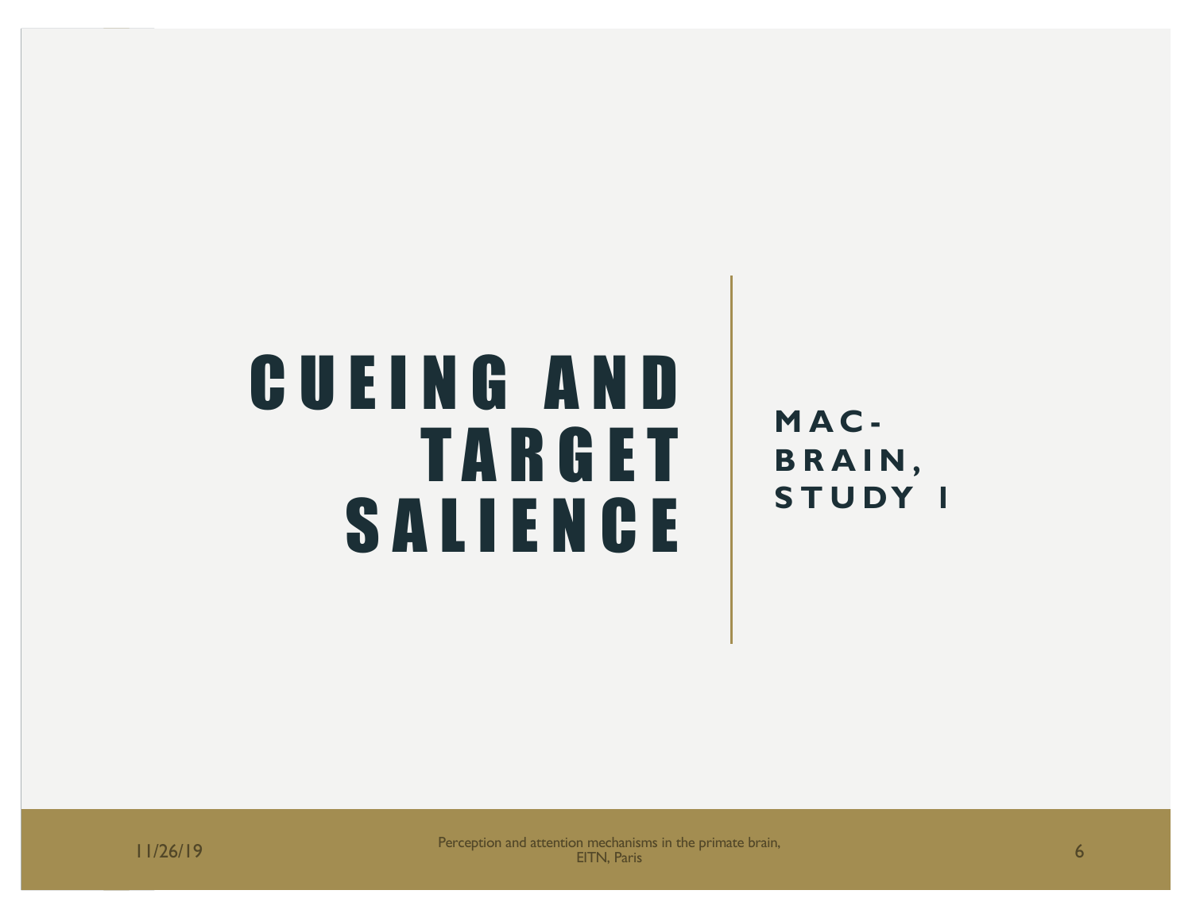# CUEING AND TARGET SALIENCE

## MAC-BRAIN, STUDY 1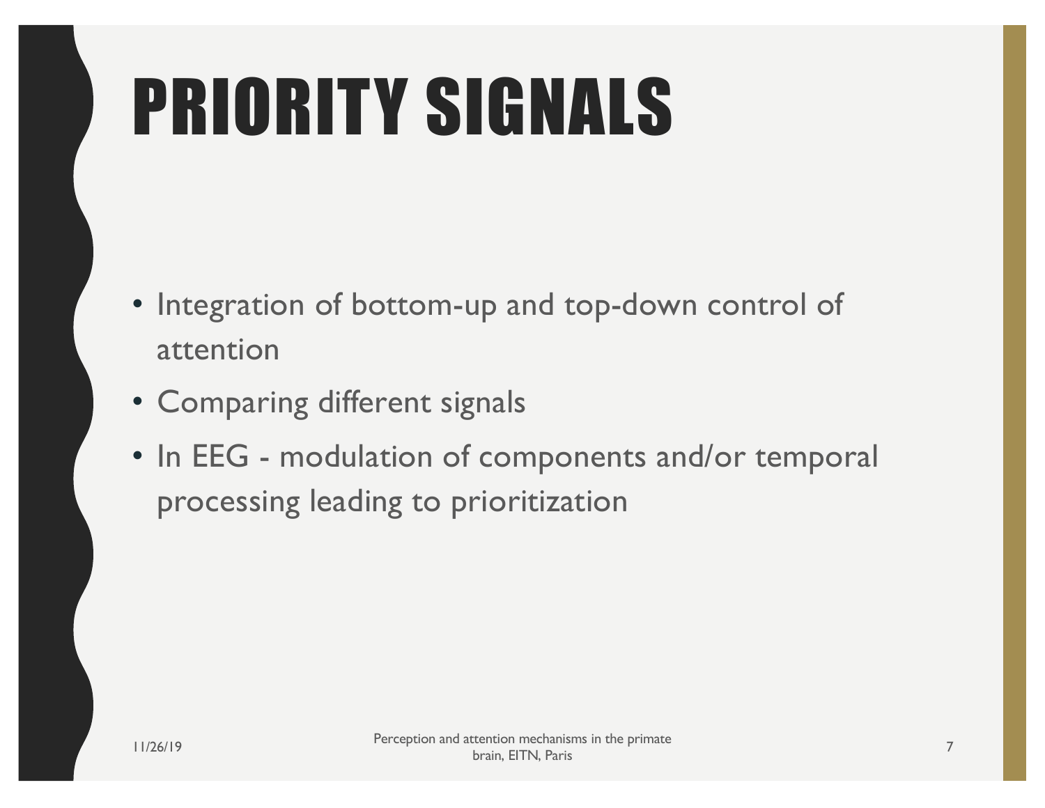# PRIORITY SIGNALS

- Integration of bottom-up and top-down control of attention
- Comparing different signals
- In EEG - modulation of components and/or temporal processing leading to prioritization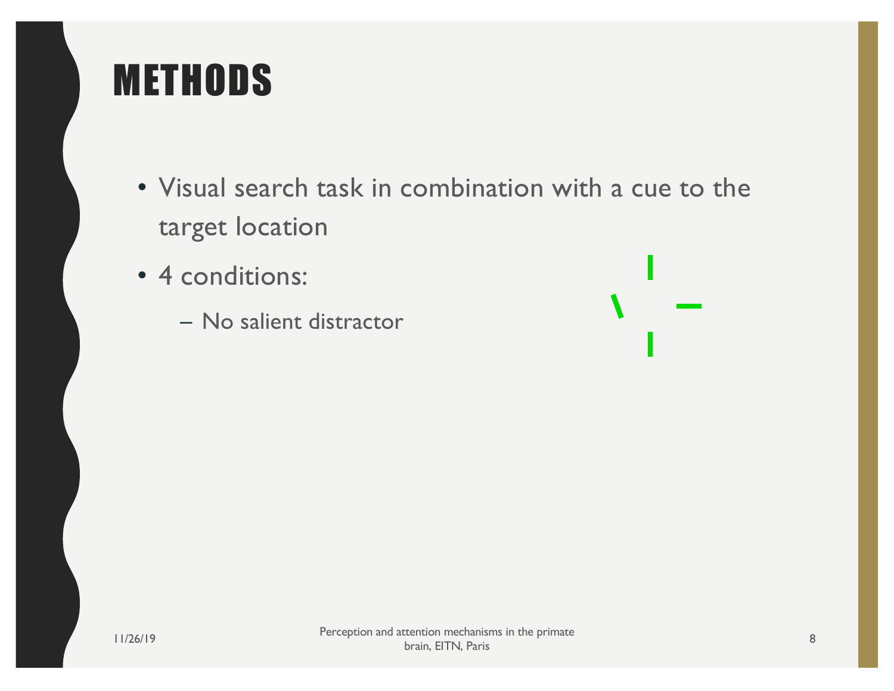# METHODS

- Visual search task in combination with a cue to the target location
- 4 conditions:
  - No salient distractor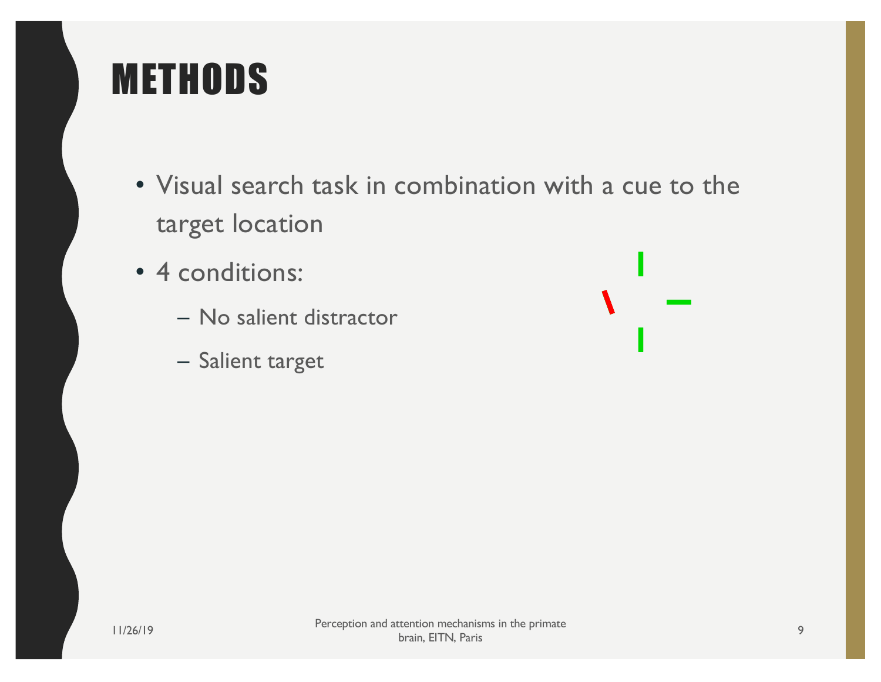# METHODS

- Visual search task in combination with a cue to the target location
- 4 conditions:
  - No salient distractor
  - Salient target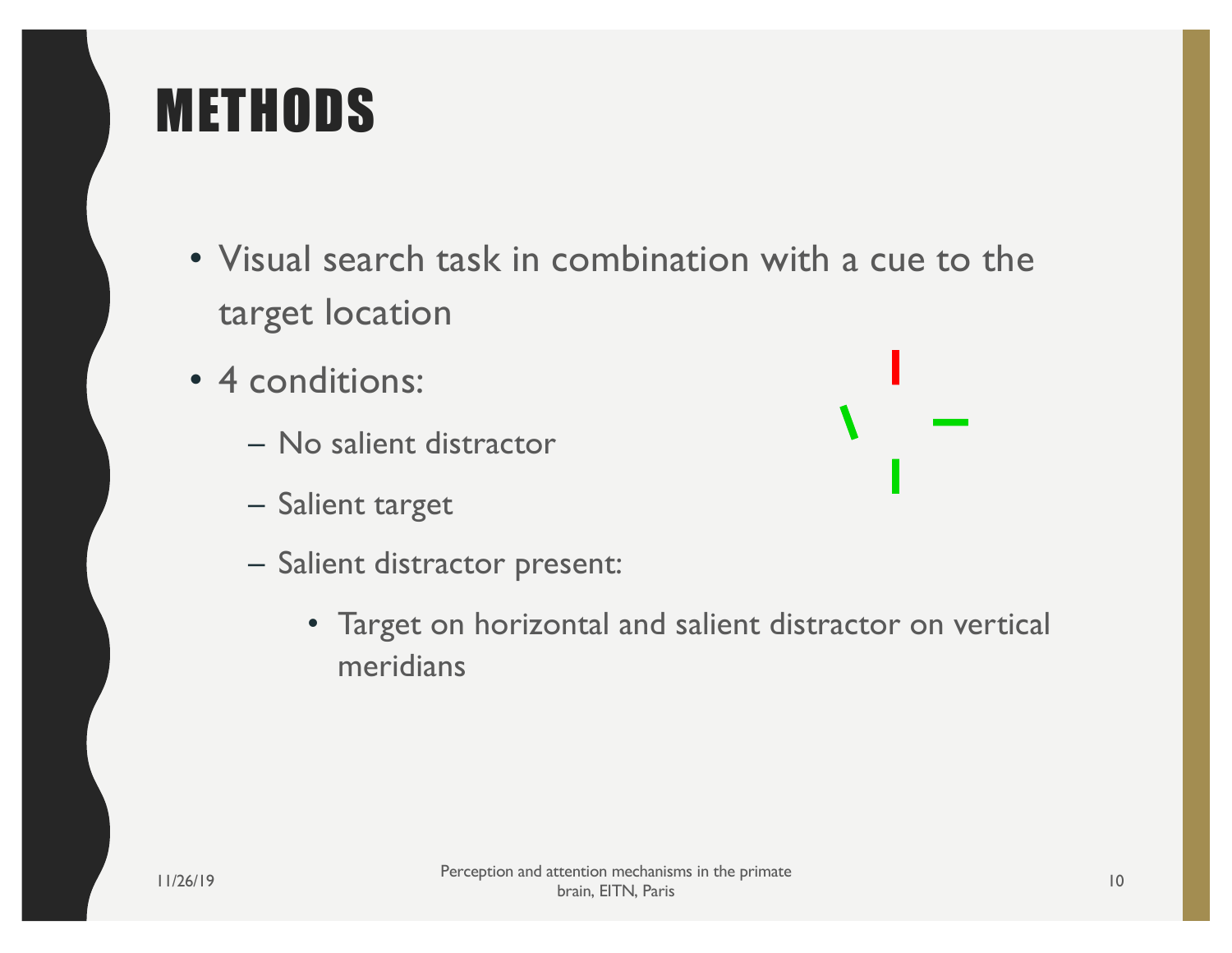# METHODS

- Visual search task in combination with a cue to the target location
- 4 conditions:
  - No salient distractor
  - Salient target
  - Salient distractor present:
    - Target on horizontal and salient distractor on vertical meridians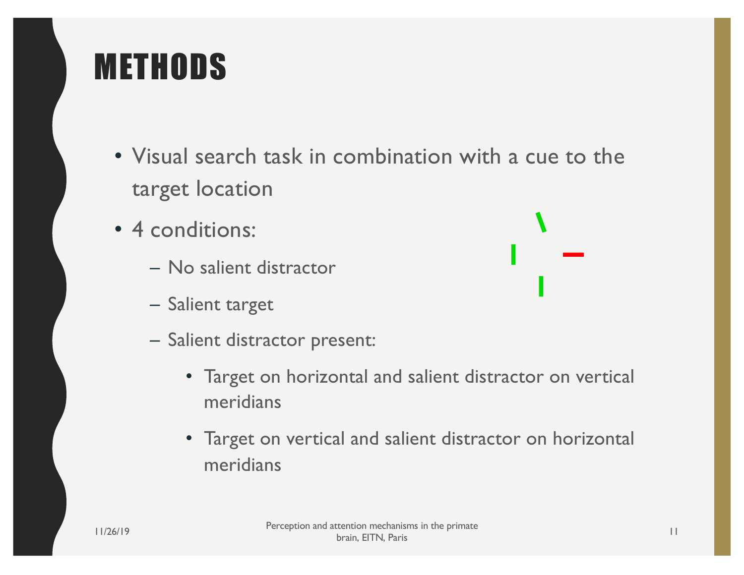# METHODS

- Visual search task in combination with a cue to the target location
- 4 conditions:
  - No salient distractor
  - Salient target
  - Salient distractor present:
    - Target on horizontal and salient distractor on vertical meridians
    - Target on vertical and salient distractor on horizontal meridians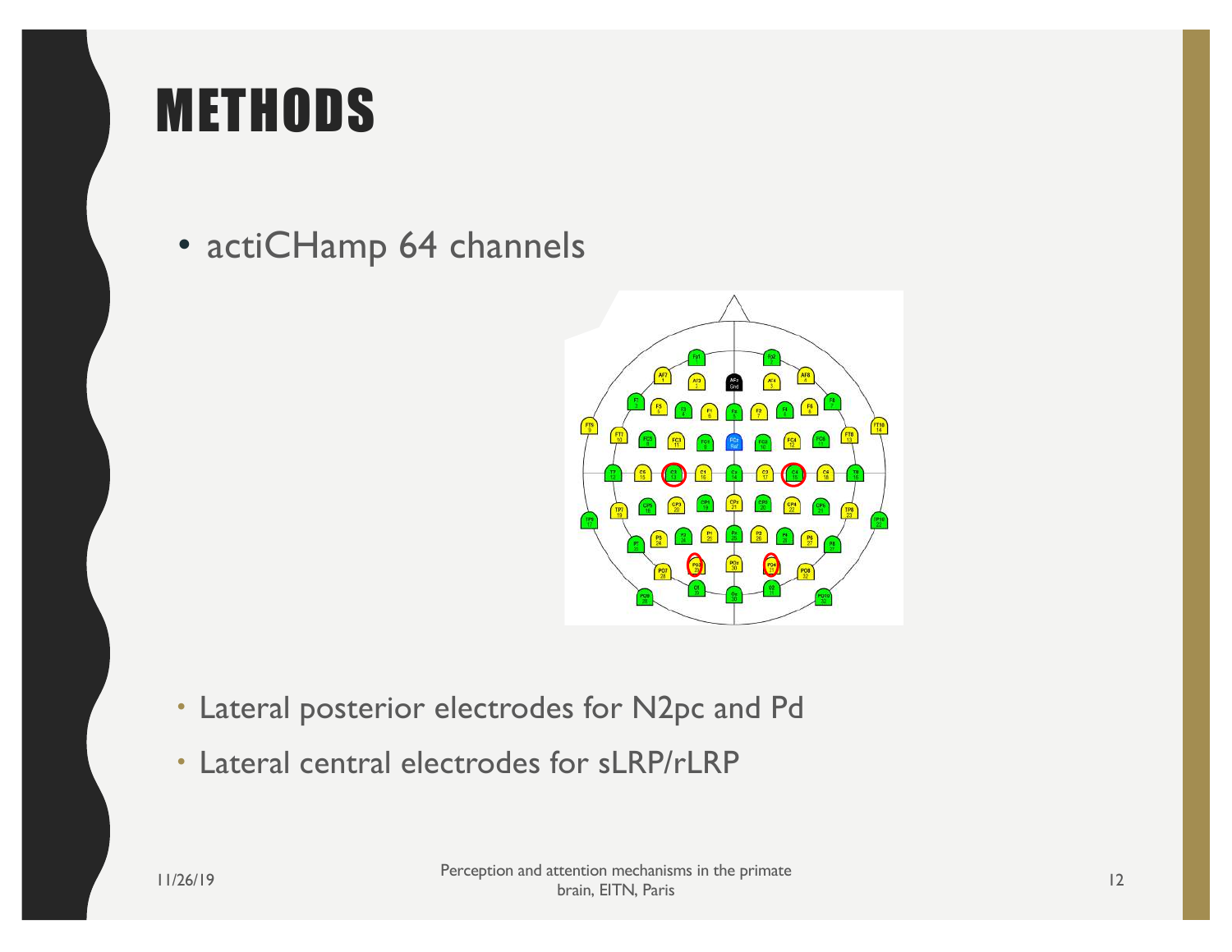# METHODS

- actiCHamp 64 channels

- Lateral posterior electrodes for N2pc and Pd
- Lateral central electrodes for sLRP/rLRP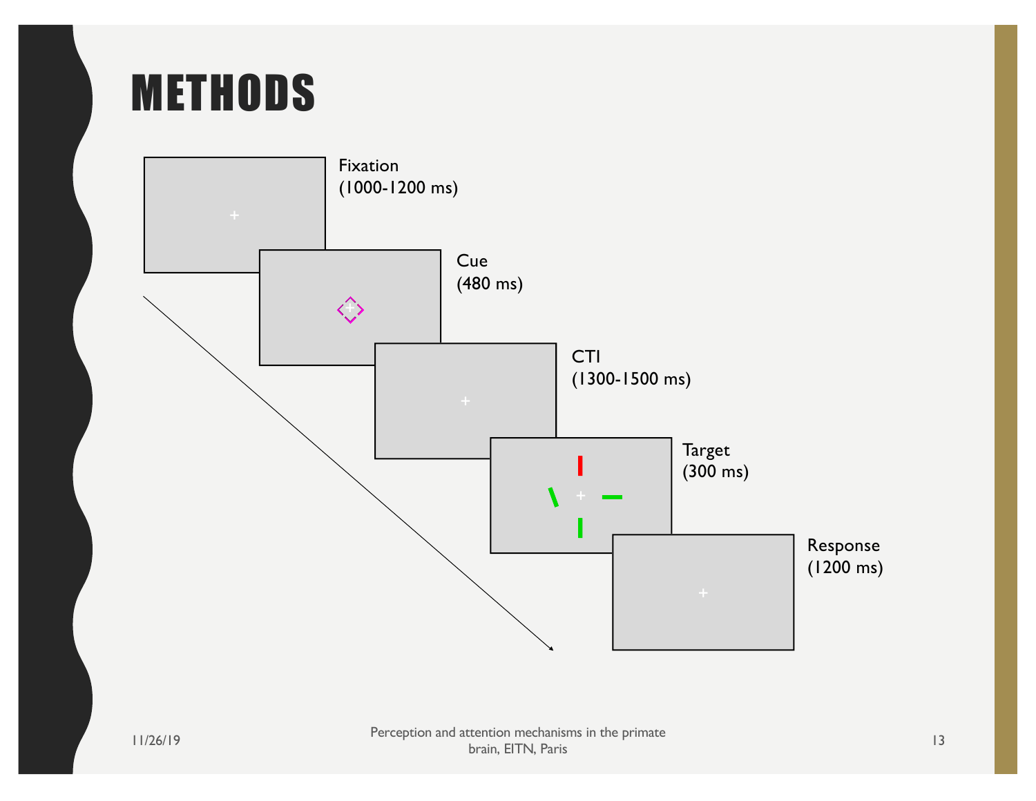# METHODS

Fixation
(1000-1200 ms)

Cue
(480 ms)

CTI
(1300-1500 ms)

Target
(300 ms)

Response
(1200 ms)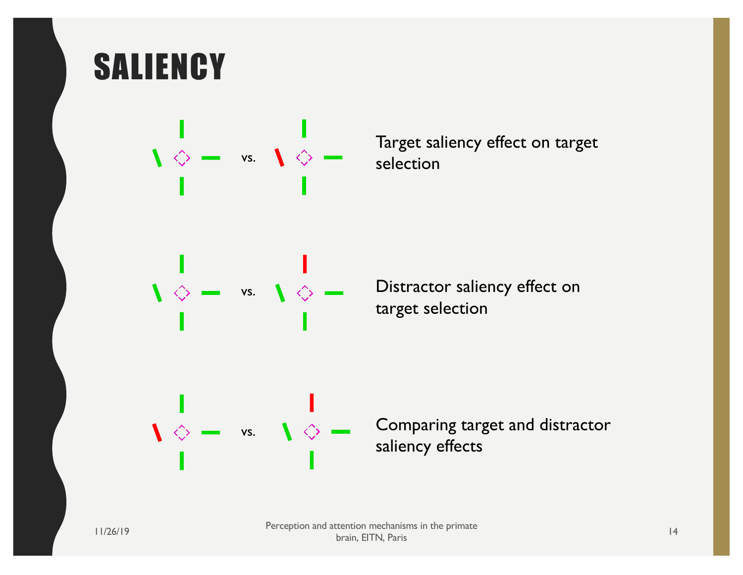# SALIENCY

vs. Target saliency effect on target selection

vs. Distractor saliency effect on target selection

vs. Comparing target and distractor saliency effects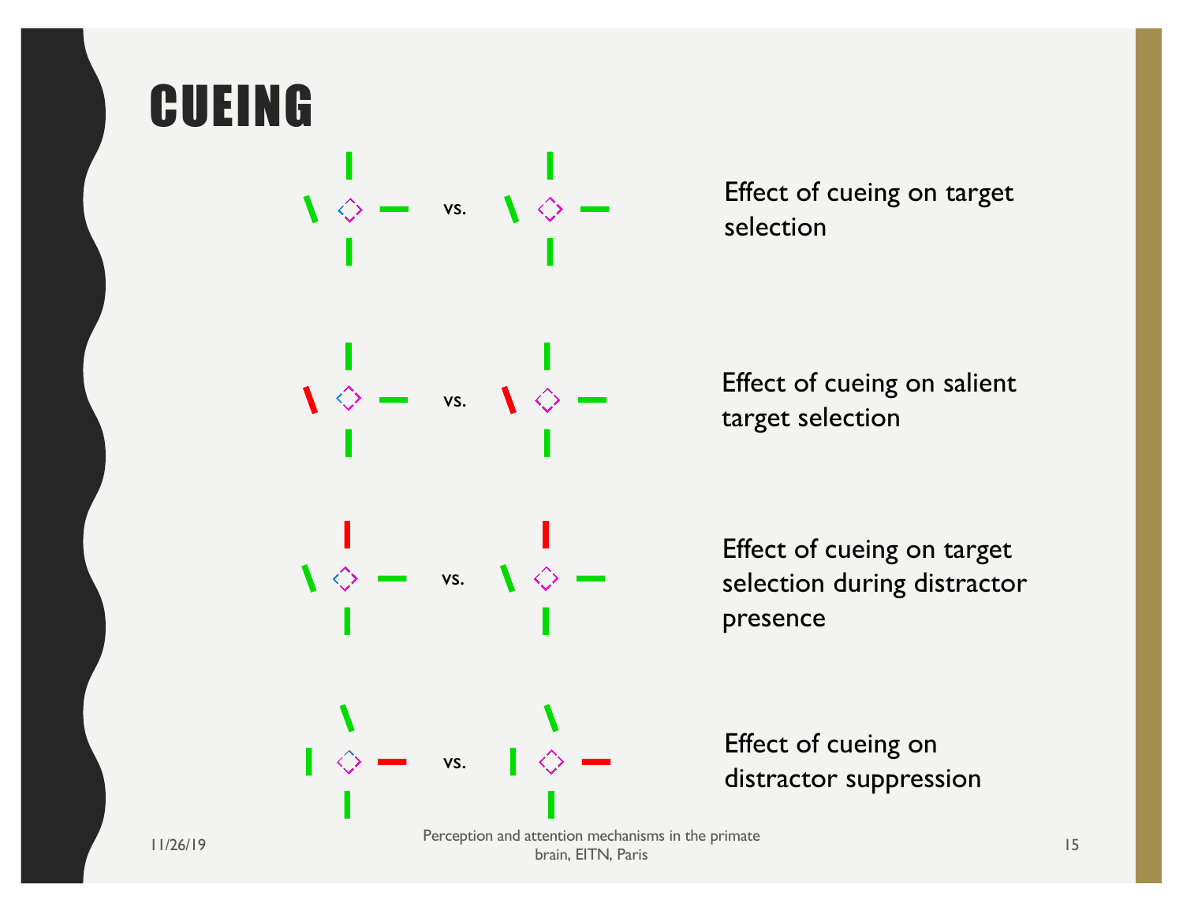# CUEING

vs.

Effect of cueing on target selection

vs.

Effect of cueing on salient target selection

vs.

Effect of cueing on target selection during distractor presence

vs.

Effect of cueing on distractor suppression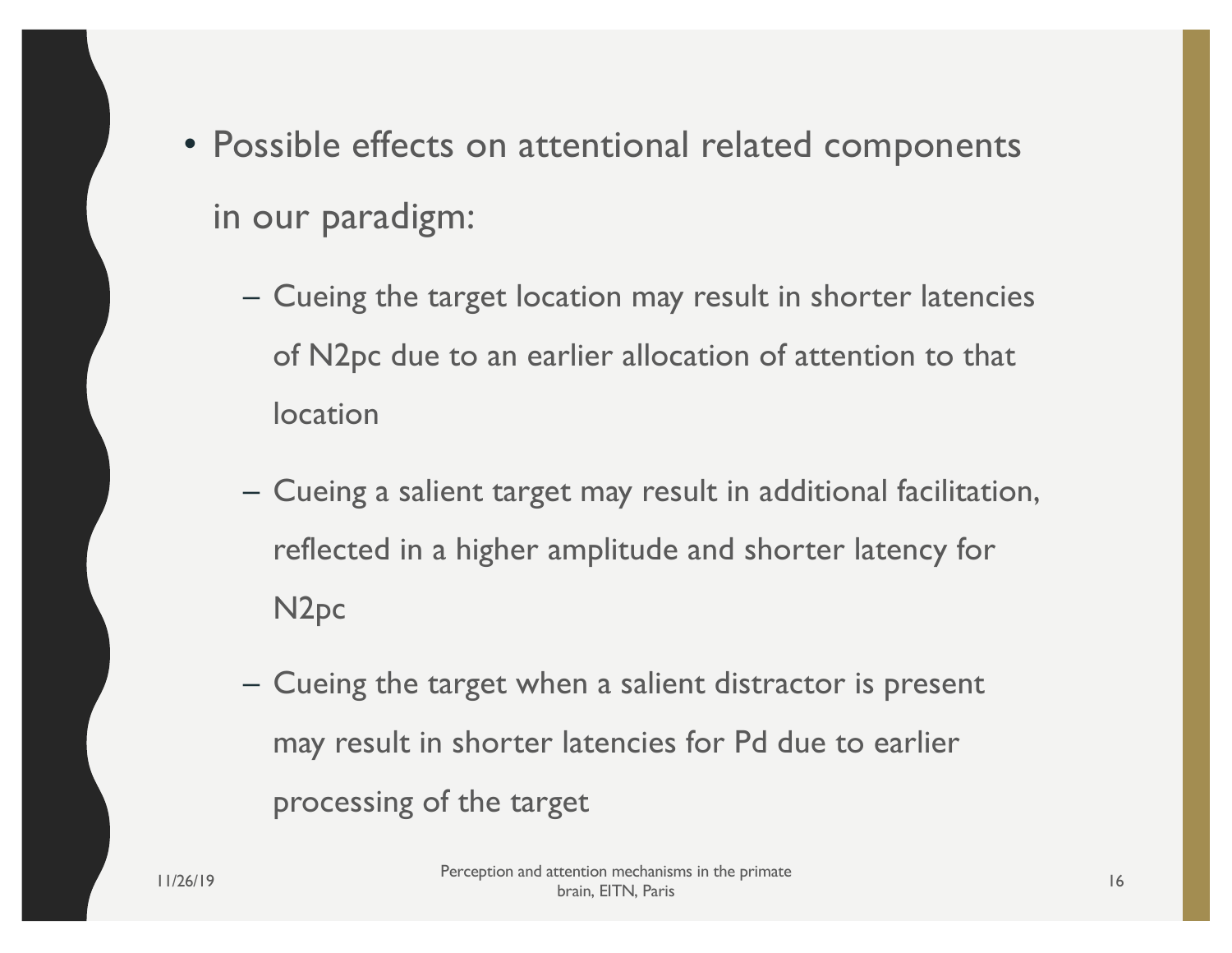- Possible effects on attentional related components in our paradigm:
  - Cueing the target location may result in shorter latencies of N2pc due to an earlier allocation of attention to that location
  - Cueing a salient target may result in additional facilitation, reflected in a higher amplitude and shorter latency for N2pc
  - Cueing the target when a salient distractor is present may result in shorter latencies for Pd due to earlier processing of the target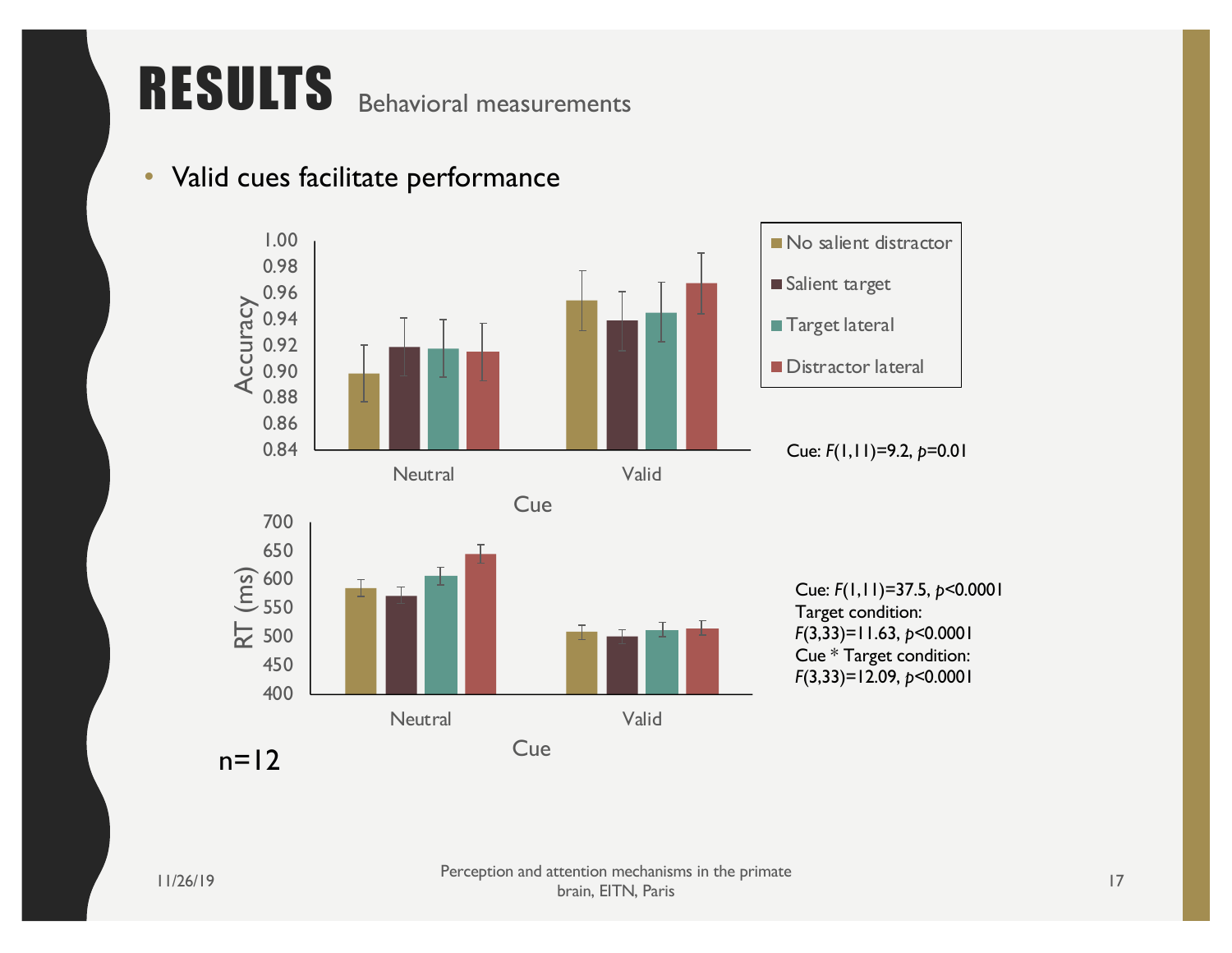# RESULTS Behavioral measurements

- Valid cues facilitate performance

Accuracy (Neutral / Valid cues; No salient distractor, Salient target, Target lateral, Distractor lateral)

Cue: $F(1,11)=9.2$, $p=0.01$

RT (ms) (Neutral / Valid cues; No salient distractor, Salient target, Target lateral, Distractor lateral)

Cue: $F(1,11)=37.5$, $p<0.0001$
Target condition: $F(3,33)=11.63$, $p<0.0001$
Cue * Target condition: $F(3,33)=12.09$, $p<0.0001$

n=12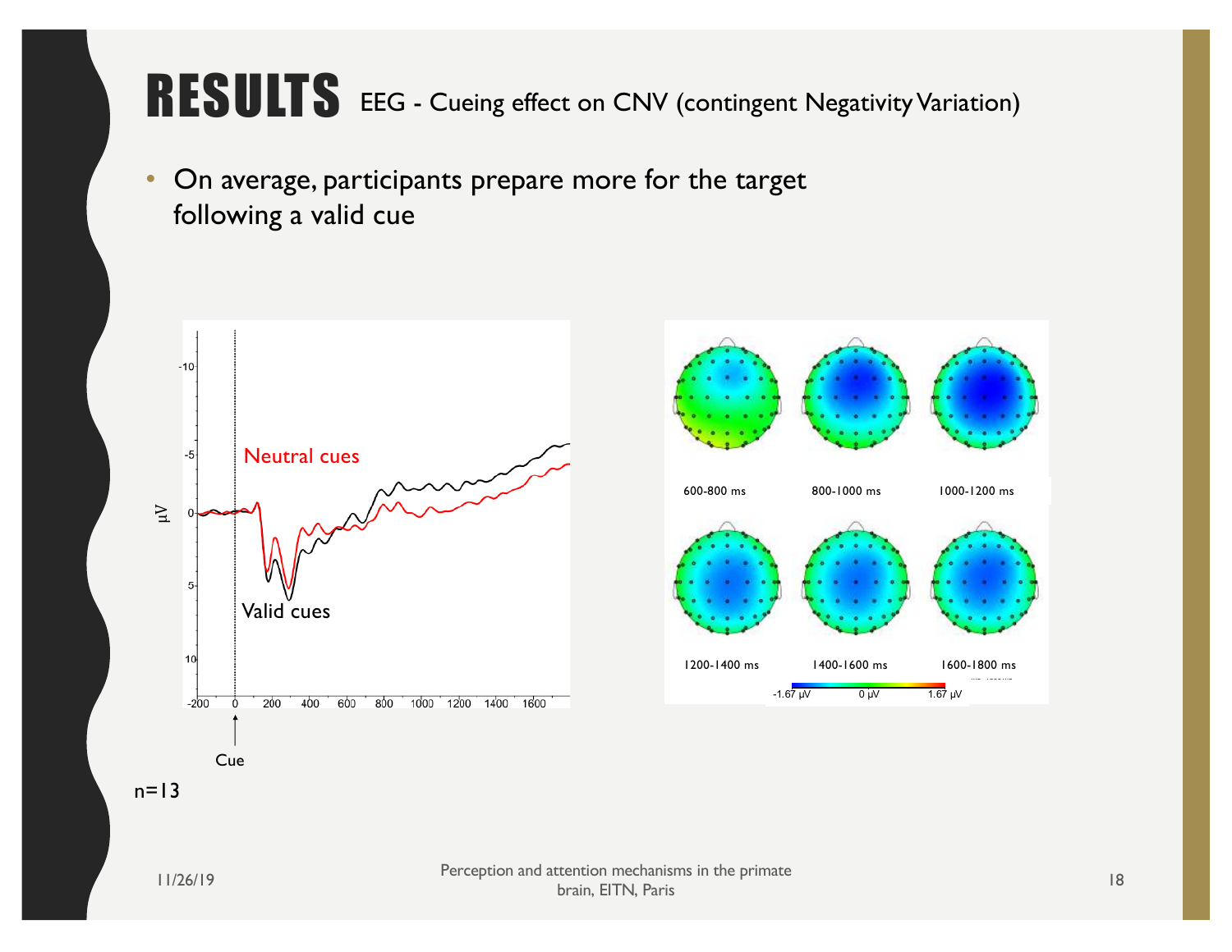# RESULTS EEG - Cueing effect on CNV (contingent Negativity Variation)

- On average, participants prepare more for the target following a valid cue

n=13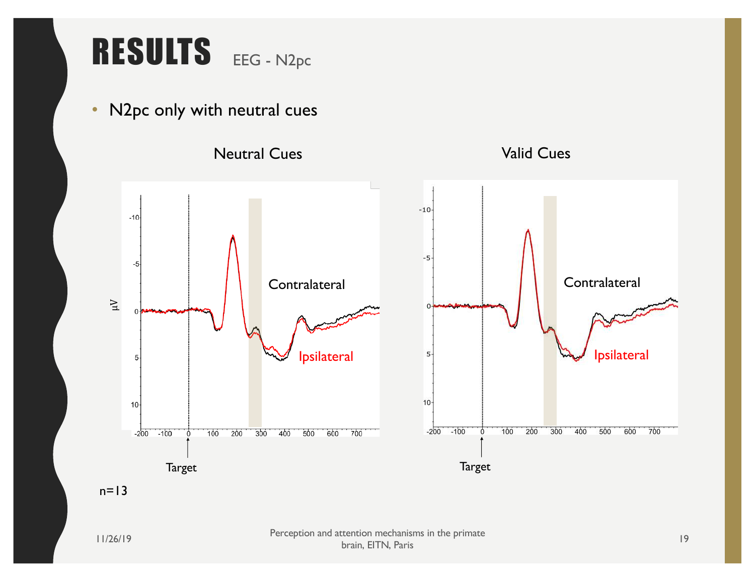# RESULTS EEG - N2pc

- N2pc only with neutral cues

Neutral Cues

Valid Cues

Contralateral

Ipsilateral

Target

n=13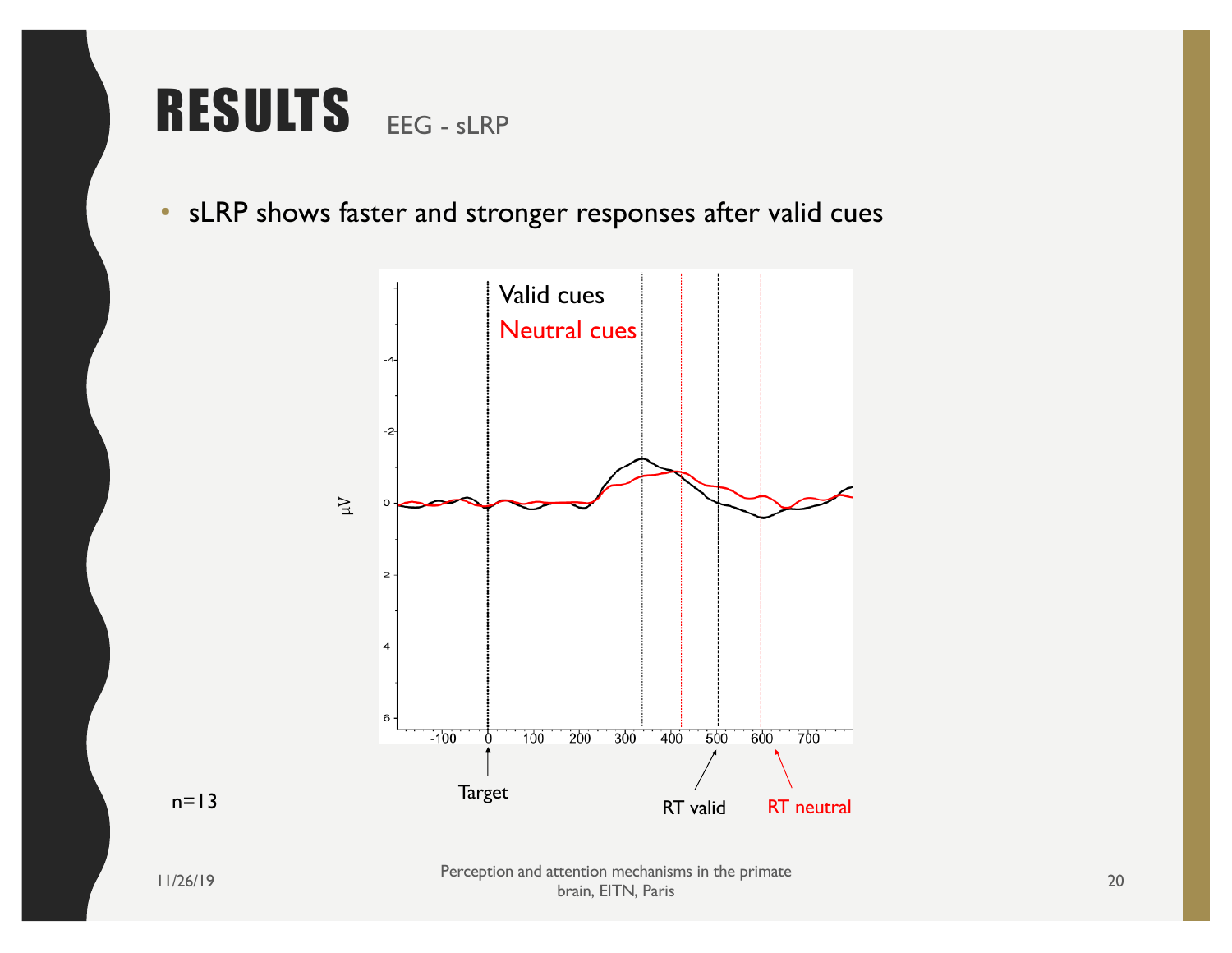# RESULTS EEG - sLRP

- sLRP shows faster and stronger responses after valid cues

n=13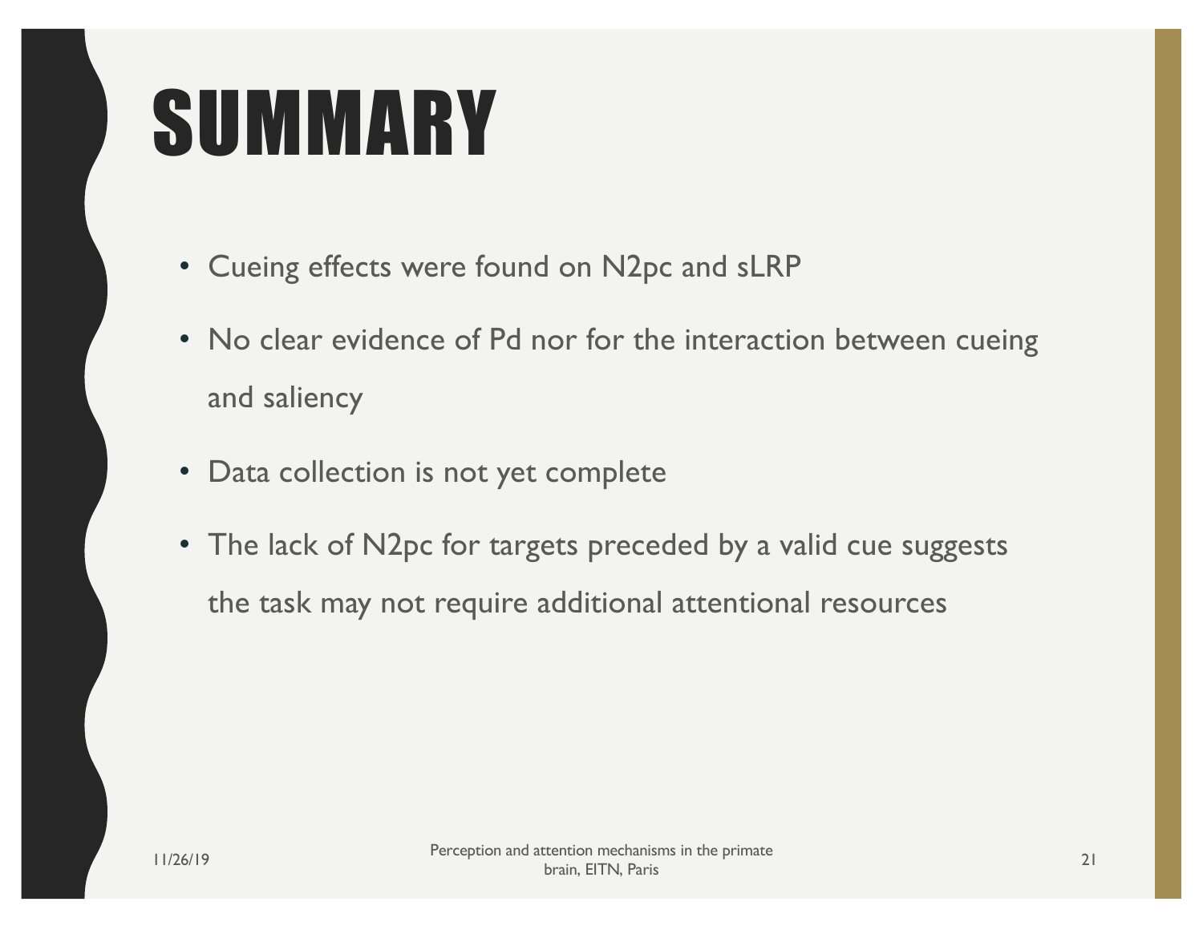# SUMMARY

- Cueing effects were found on N2pc and sLRP
- No clear evidence of Pd nor for the interaction between cueing and saliency
- Data collection is not yet complete
- The lack of N2pc for targets preceded by a valid cue suggests the task may not require additional attentional resources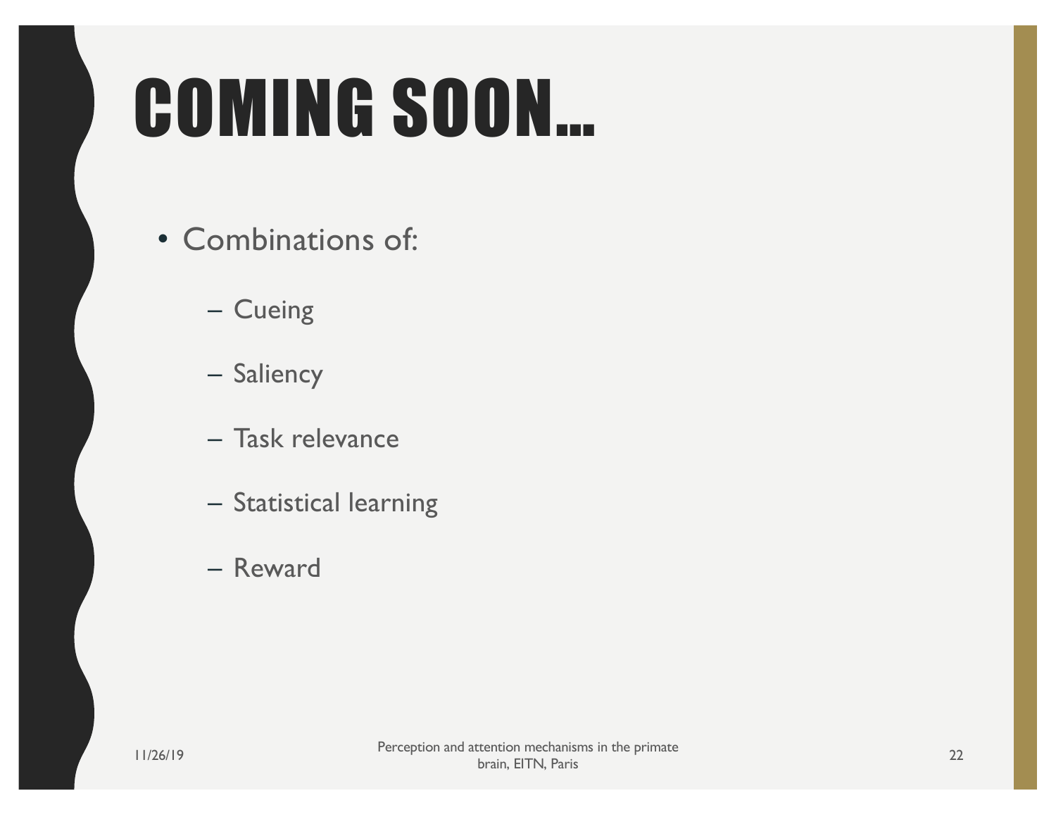# COMING SOON…

- Combinations of:
  - Cueing
  - Saliency
  - Task relevance
  - Statistical learning
  - Reward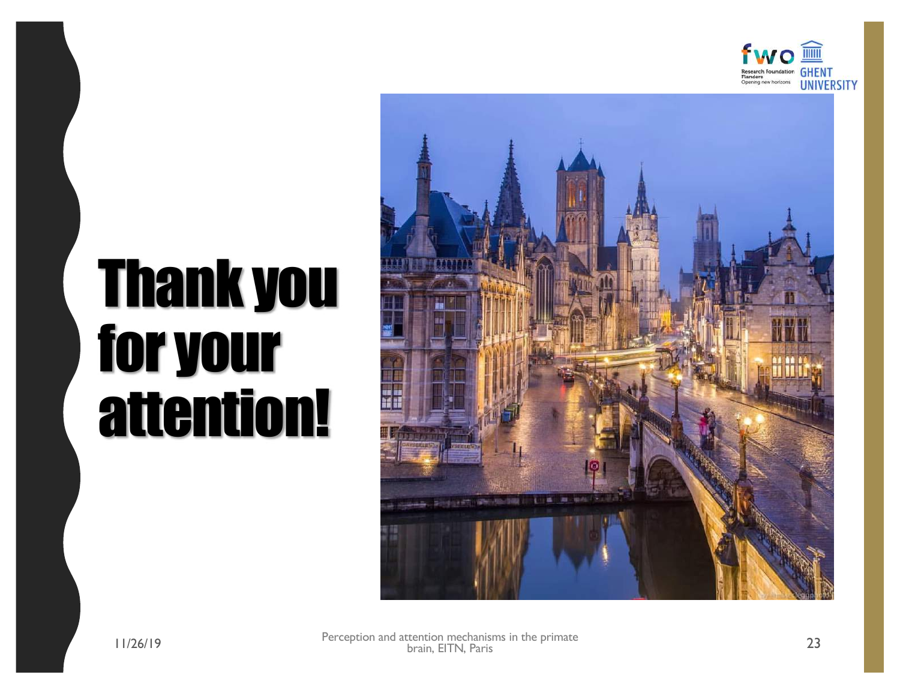# Thank you for your attention!